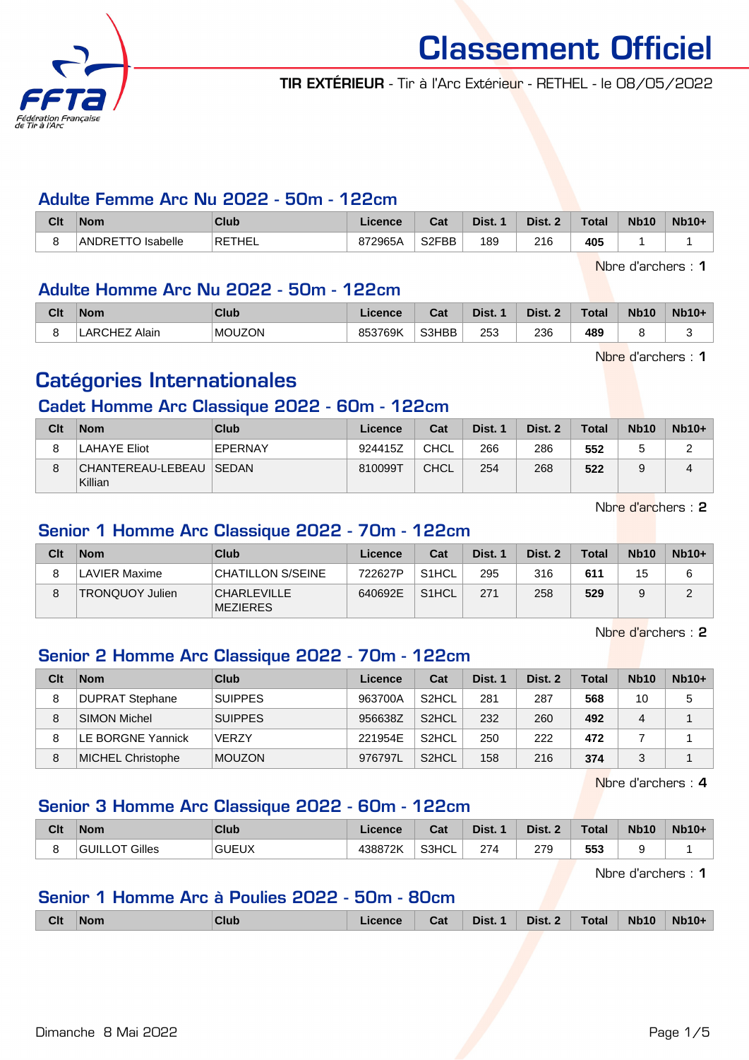# Classement Officiel

**TIR EXTÉRIEUR** - Tir à l'Arc Extérieur - RETHEL - le 08/05/2022

## Adulte Femme Arc Nu 2022 - 50m - 122cm

| Clt | Nom | Club | Licence | Cat | Dist. 1 | Dist. 2 | Total | Nb10 | Nb10+ |
|---|---|---|---|---|---|---|---|---|---|
| 8 | ANDRETTO Isabelle | RETHEL | 872965A | S2FBB | 189 | 216 | **405** | 1 | 1 |

Nbre d'archers : **1**

## Adulte Homme Arc Nu 2022 - 50m - 122cm

| Clt | Nom | Club | Licence | Cat | Dist. 1 | Dist. 2 | Total | Nb10 | Nb10+ |
|---|---|---|---|---|---|---|---|---|---|
| 8 | LARCHEZ Alain | MOUZON | 853769K | S3HBB | 253 | 236 | **489** | 8 | 3 |

Nbre d'archers : **1**

# Catégories Internationales

## Cadet Homme Arc Classique 2022 - 60m - 122cm

| Clt | Nom | Club | Licence | Cat | Dist. 1 | Dist. 2 | Total | Nb10 | Nb10+ |
|---|---|---|---|---|---|---|---|---|---|
| 8 | LAHAYE Eliot | EPERNAY | 924415Z | CHCL | 266 | 286 | **552** | 5 | 2 |
| 8 | CHANTEREAU-LEBEAU Killian | SEDAN | 810099T | CHCL | 254 | 268 | **522** | 9 | 4 |

Nbre d'archers : **2**

## Senior 1 Homme Arc Classique 2022 - 70m - 122cm

| Clt | Nom | Club | Licence | Cat | Dist. 1 | Dist. 2 | Total | Nb10 | Nb10+ |
|---|---|---|---|---|---|---|---|---|---|
| 8 | LAVIER Maxime | CHATILLON S/SEINE | 722627P | S1HCL | 295 | 316 | **611** | 15 | 6 |
| 8 | TRONQUOY Julien | CHARLEVILLE MEZIERES | 640692E | S1HCL | 271 | 258 | **529** | 9 | 2 |

Nbre d'archers : **2**

## Senior 2 Homme Arc Classique 2022 - 70m - 122cm

| Clt | Nom | Club | Licence | Cat | Dist. 1 | Dist. 2 | Total | Nb10 | Nb10+ |
|---|---|---|---|---|---|---|---|---|---|
| 8 | DUPRAT Stephane | SUIPPES | 963700A | S2HCL | 281 | 287 | **568** | 10 | 5 |
| 8 | SIMON Michel | SUIPPES | 956638Z | S2HCL | 232 | 260 | **492** | 4 | 1 |
| 8 | LE BORGNE Yannick | VERZY | 221954E | S2HCL | 250 | 222 | **472** | 7 | 1 |
| 8 | MICHEL Christophe | MOUZON | 976797L | S2HCL | 158 | 216 | **374** | 3 | 1 |

Nbre d'archers : **4**

## Senior 3 Homme Arc Classique 2022 - 60m - 122cm

| Clt | Nom | Club | Licence | Cat | Dist. 1 | Dist. 2 | Total | Nb10 | Nb10+ |
|---|---|---|---|---|---|---|---|---|---|
| 8 | GUILLOT Gilles | GUEUX | 438872K | S3HCL | 274 | 279 | **553** | 9 | 1 |

Nbre d'archers : **1**

## Senior 1 Homme Arc à Poulies 2022 - 50m - 80cm

| Clt | Nom | Club | Licence | Cat | Dist. 1 | Dist. 2 | Total | Nb10 | Nb10+ |
|---|---|---|---|---|---|---|---|---|---|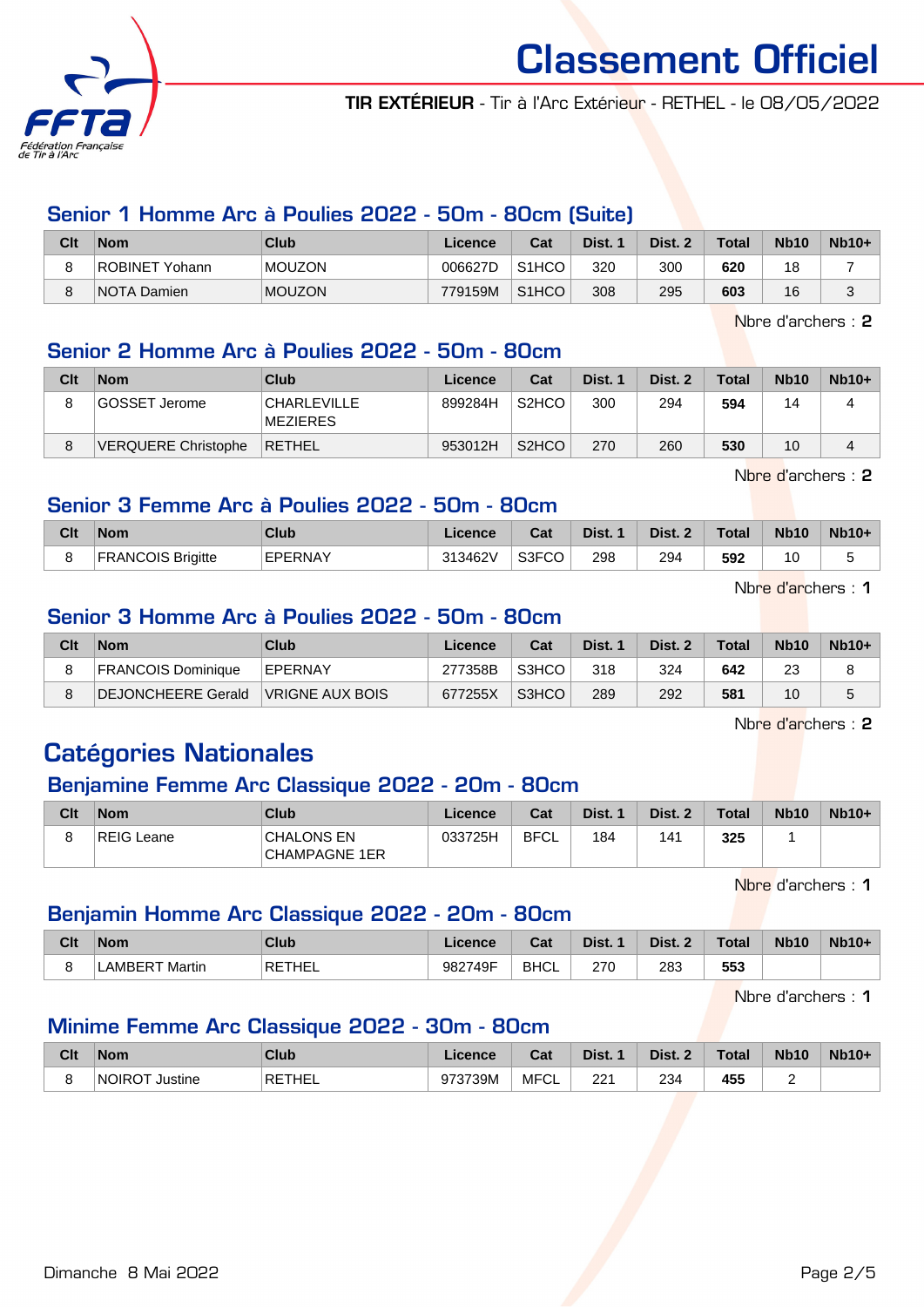# Classement Officiel

**TIR EXTÉRIEUR** - Tir à l'Arc Extérieur - RETHEL - le 08/05/2022

## Senior 1 Homme Arc à Poulies 2022 - 50m - 80cm (Suite)

| Clt | Nom | Club | Licence | Cat | Dist. 1 | Dist. 2 | Total | Nb10 | Nb10+ |
|---|---|---|---|---|---|---|---|---|---|
| 8 | ROBINET Yohann | MOUZON | 006627D | S1HCO | 320 | 300 | **620** | 18 | 7 |
| 8 | NOTA Damien | MOUZON | 779159M | S1HCO | 308 | 295 | **603** | 16 | 3 |

Nbre d'archers : **2**

## Senior 2 Homme Arc à Poulies 2022 - 50m - 80cm

| Clt | Nom | Club | Licence | Cat | Dist. 1 | Dist. 2 | Total | Nb10 | Nb10+ |
|---|---|---|---|---|---|---|---|---|---|
| 8 | GOSSET Jerome | CHARLEVILLE MEZIERES | 899284H | S2HCO | 300 | 294 | **594** | 14 | 4 |
| 8 | VERQUERE Christophe | RETHEL | 953012H | S2HCO | 270 | 260 | **530** | 10 | 4 |

Nbre d'archers : **2**

## Senior 3 Femme Arc à Poulies 2022 - 50m - 80cm

| Clt | Nom | Club | Licence | Cat | Dist. 1 | Dist. 2 | Total | Nb10 | Nb10+ |
|---|---|---|---|---|---|---|---|---|---|
| 8 | FRANCOIS Brigitte | EPERNAY | 313462V | S3FCO | 298 | 294 | **592** | 10 | 5 |

Nbre d'archers : **1**

## Senior 3 Homme Arc à Poulies 2022 - 50m - 80cm

| Clt | Nom | Club | Licence | Cat | Dist. 1 | Dist. 2 | Total | Nb10 | Nb10+ |
|---|---|---|---|---|---|---|---|---|---|
| 8 | FRANCOIS Dominique | EPERNAY | 277358B | S3HCO | 318 | 324 | **642** | 23 | 8 |
| 8 | DEJONCHEERE Gerald | VRIGNE AUX BOIS | 677255X | S3HCO | 289 | 292 | **581** | 10 | 5 |

Nbre d'archers : **2**

# Catégories Nationales

## Benjamine Femme Arc Classique 2022 - 20m - 80cm

| Clt | Nom | Club | Licence | Cat | Dist. 1 | Dist. 2 | Total | Nb10 | Nb10+ |
|---|---|---|---|---|---|---|---|---|---|
| 8 | REIG Leane | CHALONS EN CHAMPAGNE 1ER | 033725H | BFCL | 184 | 141 | **325** | 1 | |

Nbre d'archers : **1**

## Benjamin Homme Arc Classique 2022 - 20m - 80cm

| Clt | Nom | Club | Licence | Cat | Dist. 1 | Dist. 2 | Total | Nb10 | Nb10+ |
|---|---|---|---|---|---|---|---|---|---|
| 8 | LAMBERT Martin | RETHEL | 982749F | BHCL | 270 | 283 | **553** | | |

Nbre d'archers : **1**

## Minime Femme Arc Classique 2022 - 30m - 80cm

| Clt | Nom | Club | Licence | Cat | Dist. 1 | Dist. 2 | Total | Nb10 | Nb10+ |
|---|---|---|---|---|---|---|---|---|---|
| 8 | NOIROT Justine | RETHEL | 973739M | MFCL | 221 | 234 | **455** | 2 | |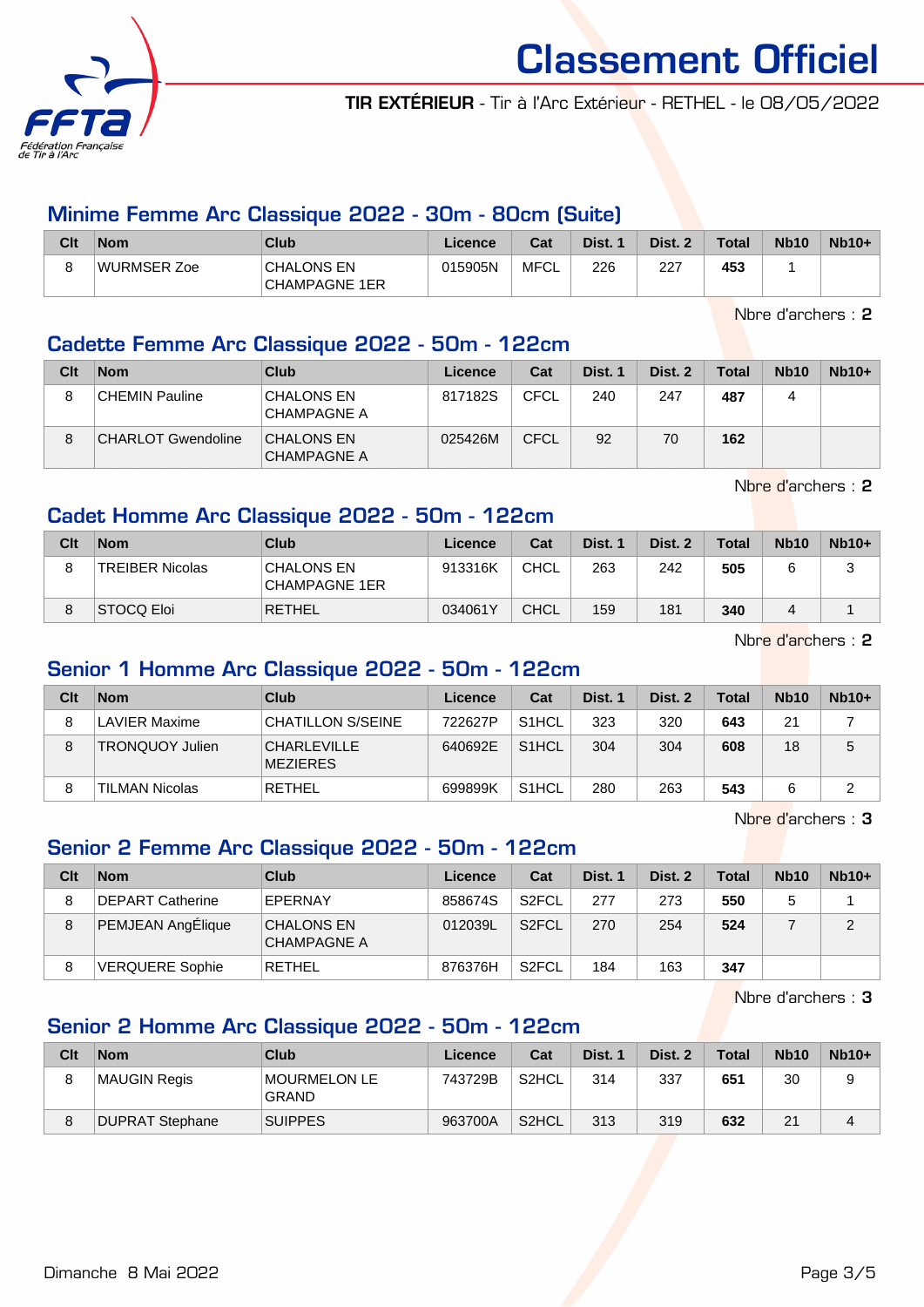# Classement Officiel

**TIR EXTÉRIEUR** - Tir à l'Arc Extérieur - RETHEL - le 08/05/2022

## Minime Femme Arc Classique 2022 - 30m - 80cm (Suite)

| Clt | Nom | Club | Licence | Cat | Dist. 1 | Dist. 2 | Total | Nb10 | Nb10+ |
|---|---|---|---|---|---|---|---|---|---|
| 8 | WURMSER Zoe | CHALONS EN CHAMPAGNE 1ER | 015905N | MFCL | 226 | 227 | **453** | 1 | |

Nbre d'archers : **2**

## Cadette Femme Arc Classique 2022 - 50m - 122cm

| Clt | Nom | Club | Licence | Cat | Dist. 1 | Dist. 2 | Total | Nb10 | Nb10+ |
|---|---|---|---|---|---|---|---|---|---|
| 8 | CHEMIN Pauline | CHALONS EN CHAMPAGNE A | 817182S | CFCL | 240 | 247 | **487** | 4 | |
| 8 | CHARLOT Gwendoline | CHALONS EN CHAMPAGNE A | 025426M | CFCL | 92 | 70 | **162** | | |

Nbre d'archers : **2**

## Cadet Homme Arc Classique 2022 - 50m - 122cm

| Clt | Nom | Club | Licence | Cat | Dist. 1 | Dist. 2 | Total | Nb10 | Nb10+ |
|---|---|---|---|---|---|---|---|---|---|
| 8 | TREIBER Nicolas | CHALONS EN CHAMPAGNE 1ER | 913316K | CHCL | 263 | 242 | **505** | 6 | 3 |
| 8 | STOCQ Eloi | RETHEL | 034061Y | CHCL | 159 | 181 | **340** | 4 | 1 |

Nbre d'archers : **2**

## Senior 1 Homme Arc Classique 2022 - 50m - 122cm

| Clt | Nom | Club | Licence | Cat | Dist. 1 | Dist. 2 | Total | Nb10 | Nb10+ |
|---|---|---|---|---|---|---|---|---|---|
| 8 | LAVIER Maxime | CHATILLON S/SEINE | 722627P | S1HCL | 323 | 320 | **643** | 21 | 7 |
| 8 | TRONQUOY Julien | CHARLEVILLE MEZIERES | 640692E | S1HCL | 304 | 304 | **608** | 18 | 5 |
| 8 | TILMAN Nicolas | RETHEL | 699899K | S1HCL | 280 | 263 | **543** | 6 | 2 |

Nbre d'archers : **3**

## Senior 2 Femme Arc Classique 2022 - 50m - 122cm

| Clt | Nom | Club | Licence | Cat | Dist. 1 | Dist. 2 | Total | Nb10 | Nb10+ |
|---|---|---|---|---|---|---|---|---|---|
| 8 | DEPART Catherine | EPERNAY | 858674S | S2FCL | 277 | 273 | **550** | 5 | 1 |
| 8 | PEMJEAN AngÉlique | CHALONS EN CHAMPAGNE A | 012039L | S2FCL | 270 | 254 | **524** | 7 | 2 |
| 8 | VERQUERE Sophie | RETHEL | 876376H | S2FCL | 184 | 163 | **347** | | |

Nbre d'archers : **3**

## Senior 2 Homme Arc Classique 2022 - 50m - 122cm

| Clt | Nom | Club | Licence | Cat | Dist. 1 | Dist. 2 | Total | Nb10 | Nb10+ |
|---|---|---|---|---|---|---|---|---|---|
| 8 | MAUGIN Regis | MOURMELON LE GRAND | 743729B | S2HCL | 314 | 337 | **651** | 30 | 9 |
| 8 | DUPRAT Stephane | SUIPPES | 963700A | S2HCL | 313 | 319 | **632** | 21 | 4 |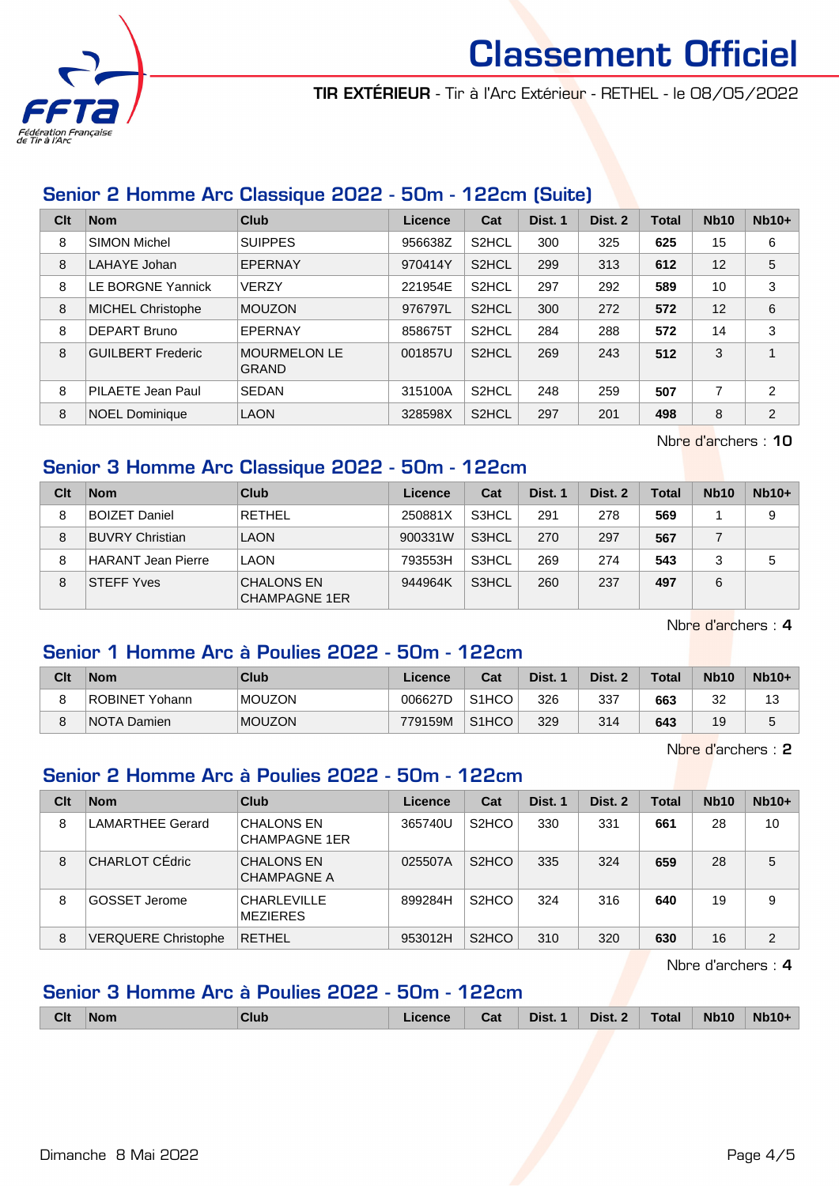# Classement Officiel

**TIR EXTÉRIEUR** - Tir à l'Arc Extérieur - RETHEL - le 08/05/2022

## Senior 2 Homme Arc Classique 2022 - 50m - 122cm (Suite)

| Clt | Nom | Club | Licence | Cat | Dist. 1 | Dist. 2 | Total | Nb10 | Nb10+ |
|---|---|---|---|---|---|---|---|---|---|
| 8 | SIMON Michel | SUIPPES | 956638Z | S2HCL | 300 | 325 | **625** | 15 | 6 |
| 8 | LAHAYE Johan | EPERNAY | 970414Y | S2HCL | 299 | 313 | **612** | 12 | 5 |
| 8 | LE BORGNE Yannick | VERZY | 221954E | S2HCL | 297 | 292 | **589** | 10 | 3 |
| 8 | MICHEL Christophe | MOUZON | 976797L | S2HCL | 300 | 272 | **572** | 12 | 6 |
| 8 | DEPART Bruno | EPERNAY | 858675T | S2HCL | 284 | 288 | **572** | 14 | 3 |
| 8 | GUILBERT Frederic | MOURMELON LE GRAND | 001857U | S2HCL | 269 | 243 | **512** | 3 | 1 |
| 8 | PILAETE Jean Paul | SEDAN | 315100A | S2HCL | 248 | 259 | **507** | 7 | 2 |
| 8 | NOEL Dominique | LAON | 328598X | S2HCL | 297 | 201 | **498** | 8 | 2 |

Nbre d'archers : **10**

## Senior 3 Homme Arc Classique 2022 - 50m - 122cm

| Clt | Nom | Club | Licence | Cat | Dist. 1 | Dist. 2 | Total | Nb10 | Nb10+ |
|---|---|---|---|---|---|---|---|---|---|
| 8 | BOIZET Daniel | RETHEL | 250881X | S3HCL | 291 | 278 | **569** | 1 | 9 |
| 8 | BUVRY Christian | LAON | 900331W | S3HCL | 270 | 297 | **567** | 7 | |
| 8 | HARANT Jean Pierre | LAON | 793553H | S3HCL | 269 | 274 | **543** | 3 | 5 |
| 8 | STEFF Yves | CHALONS EN CHAMPAGNE 1ER | 944964K | S3HCL | 260 | 237 | **497** | 6 | |

Nbre d'archers : **4**

## Senior 1 Homme Arc à Poulies 2022 - 50m - 122cm

| Clt | Nom | Club | Licence | Cat | Dist. 1 | Dist. 2 | Total | Nb10 | Nb10+ |
|---|---|---|---|---|---|---|---|---|---|
| 8 | ROBINET Yohann | MOUZON | 006627D | S1HCO | 326 | 337 | **663** | 32 | 13 |
| 8 | NOTA Damien | MOUZON | 779159M | S1HCO | 329 | 314 | **643** | 19 | 5 |

Nbre d'archers : **2**

## Senior 2 Homme Arc à Poulies 2022 - 50m - 122cm

| Clt | Nom | Club | Licence | Cat | Dist. 1 | Dist. 2 | Total | Nb10 | Nb10+ |
|---|---|---|---|---|---|---|---|---|---|
| 8 | LAMARTHEE Gerard | CHALONS EN CHAMPAGNE 1ER | 365740U | S2HCO | 330 | 331 | **661** | 28 | 10 |
| 8 | CHARLOT CÉdric | CHALONS EN CHAMPAGNE A | 025507A | S2HCO | 335 | 324 | **659** | 28 | 5 |
| 8 | GOSSET Jerome | CHARLEVILLE MEZIERES | 899284H | S2HCO | 324 | 316 | **640** | 19 | 9 |
| 8 | VERQUERE Christophe | RETHEL | 953012H | S2HCO | 310 | 320 | **630** | 16 | 2 |

Nbre d'archers : **4**

## Senior 3 Homme Arc à Poulies 2022 - 50m - 122cm

| Clt | Nom | Club | Licence | Cat | Dist. 1 | Dist. 2 | Total | Nb10 | Nb10+ |
|---|---|---|---|---|---|---|---|---|---|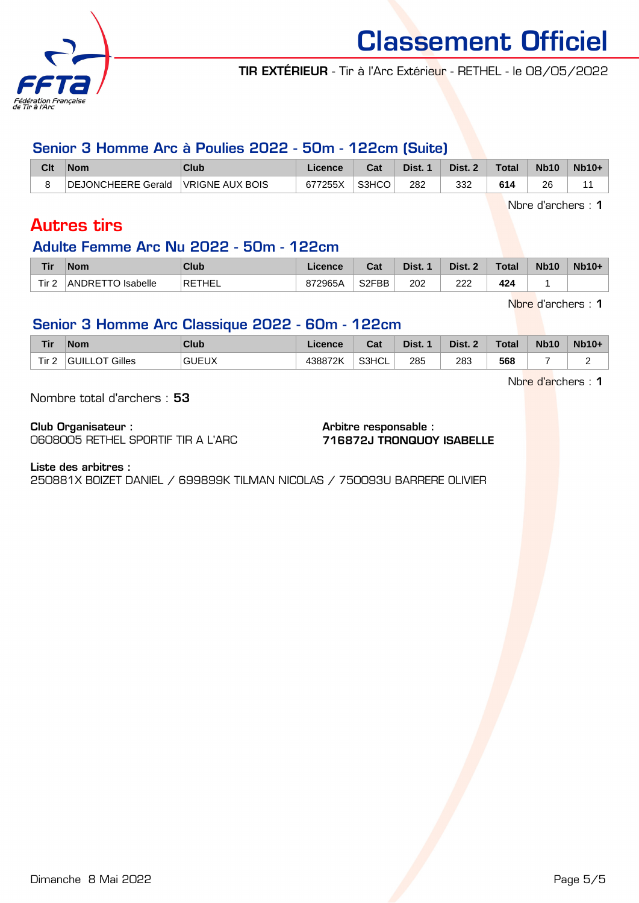# Classement Officiel

**TIR EXTÉRIEUR** - Tir à l'Arc Extérieur - RETHEL - le 08/05/2022

## Senior 3 Homme Arc à Poulies 2022 - 50m - 122cm (Suite)

| Clt | Nom | Club | Licence | Cat | Dist. 1 | Dist. 2 | Total | Nb10 | Nb10+ |
|---|---|---|---|---|---|---|---|---|---|
| 8 | DEJONCHEERE Gerald | VRIGNE AUX BOIS | 677255X | S3HCO | 282 | 332 | **614** | 26 | 11 |

Nbre d'archers : **1**

# Autres tirs

## Adulte Femme Arc Nu 2022 - 50m - 122cm

| Tir | Nom | Club | Licence | Cat | Dist. 1 | Dist. 2 | Total | Nb10 | Nb10+ |
|---|---|---|---|---|---|---|---|---|---|
| Tir 2 | ANDRETTO Isabelle | RETHEL | 872965A | S2FBB | 202 | 222 | **424** | 1 | |

Nbre d'archers : **1**

## Senior 3 Homme Arc Classique 2022 - 60m - 122cm

| Tir | Nom | Club | Licence | Cat | Dist. 1 | Dist. 2 | Total | Nb10 | Nb10+ |
|---|---|---|---|---|---|---|---|---|---|
| Tir 2 | GUILLOT Gilles | GUEUX | 438872K | S3HCL | 285 | 283 | **568** | 7 | 2 |

Nbre d'archers : **1**

Nombre total d'archers : **53**

**Club Organisateur :**
0608005 RETHEL SPORTIF TIR A L'ARC

**Arbitre responsable :**
**716872J TRONQUOY ISABELLE**

**Liste des arbitres :**
250881X BOIZET DANIEL / 699899K TILMAN NICOLAS / 750093U BARRERE OLIVIER

Dimanche 8 Mai 2022